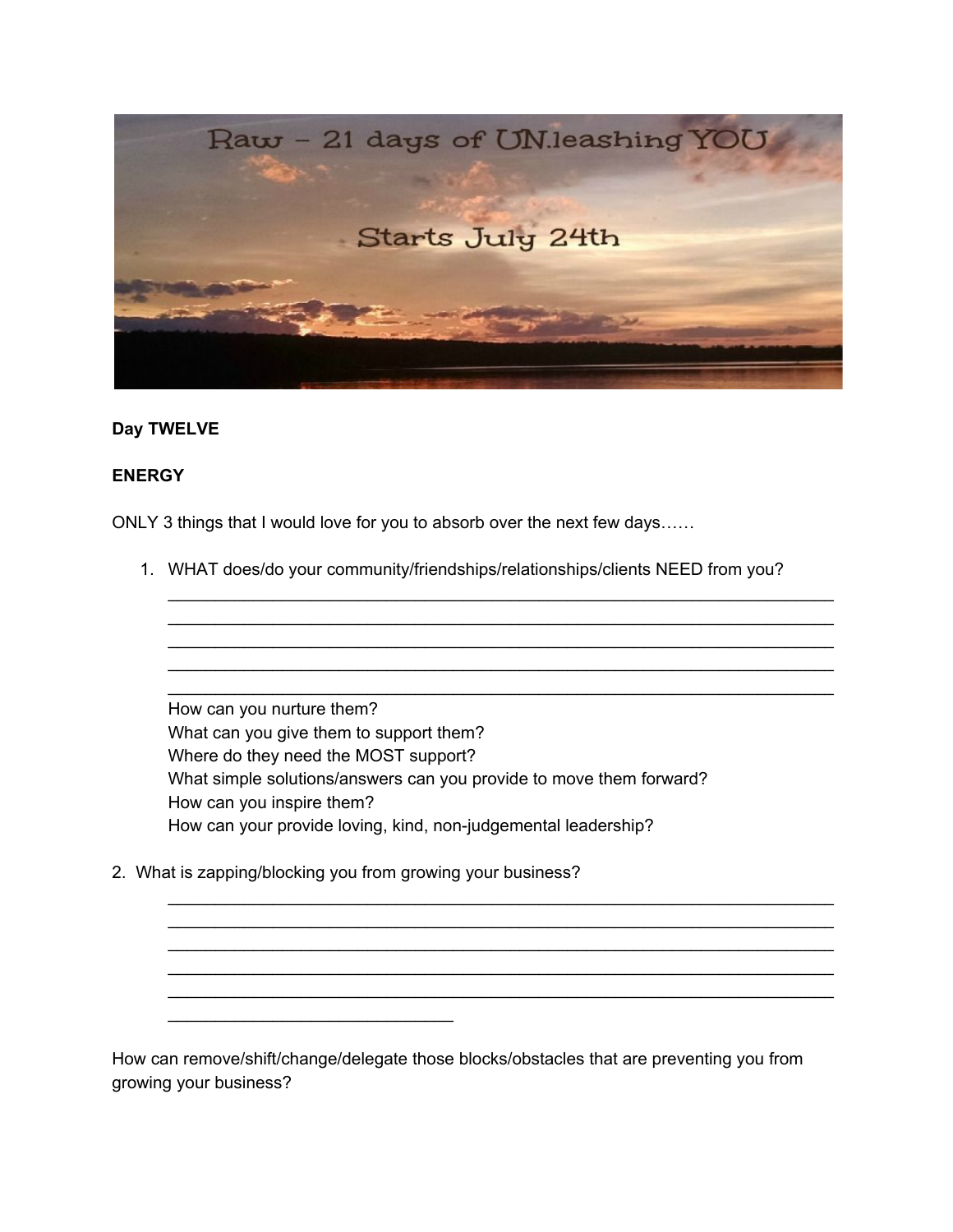Raw – 21 days of UN.leashing YOU

Starts July 24th

**Day TWELVE**

**ENERGY**

ONLY 3 things that I would love for you to absorb over the next few days……

1. WHAT does/do your community/friendships/relationships/clients NEED from you?

   ______________________________________________________________________
   ______________________________________________________________________
   ______________________________________________________________________
   ______________________________________________________________________
   ______________________________________________________________________

   How can you nurture them?
   What can you give them to support them?
   Where do they need the MOST support?
   What simple solutions/answers can you provide to move them forward?
   How can you inspire them?
   How can your provide loving, kind, non-judgemental leadership?

2. What is zapping/blocking you from growing your business?

   ______________________________________________________________________
   ______________________________________________________________________
   ______________________________________________________________________
   ______________________________________________________________________
   ______________________________________________________________________
   ______________________________

How can remove/shift/change/delegate those blocks/obstacles that are preventing you from growing your business?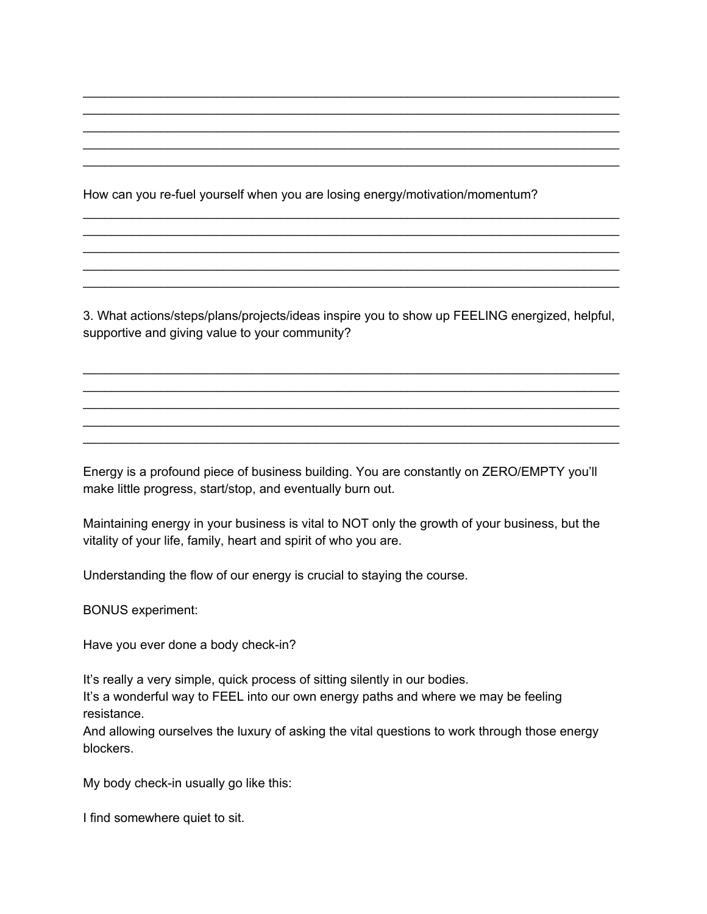\_\_\_\_\_\_\_\_\_\_\_\_\_\_\_\_\_\_\_\_\_\_\_\_\_\_\_\_\_\_\_\_\_\_\_\_\_\_\_\_\_\_\_\_\_\_\_\_\_\_\_\_\_\_\_\_\_\_\_\_\_\_\_\_\_\_\_\_\_\_\_\_\_\_\_\_\_\_
\_\_\_\_\_\_\_\_\_\_\_\_\_\_\_\_\_\_\_\_\_\_\_\_\_\_\_\_\_\_\_\_\_\_\_\_\_\_\_\_\_\_\_\_\_\_\_\_\_\_\_\_\_\_\_\_\_\_\_\_\_\_\_\_\_\_\_\_\_\_\_\_\_\_\_\_\_\_
\_\_\_\_\_\_\_\_\_\_\_\_\_\_\_\_\_\_\_\_\_\_\_\_\_\_\_\_\_\_\_\_\_\_\_\_\_\_\_\_\_\_\_\_\_\_\_\_\_\_\_\_\_\_\_\_\_\_\_\_\_\_\_\_\_\_\_\_\_\_\_\_\_\_\_\_\_\_
\_\_\_\_\_\_\_\_\_\_\_\_\_\_\_\_\_\_\_\_\_\_\_\_\_\_\_\_\_\_\_\_\_\_\_\_\_\_\_\_\_\_\_\_\_\_\_\_\_\_\_\_\_\_\_\_\_\_\_\_\_\_\_\_\_\_\_\_\_\_\_\_\_\_\_\_\_\_
\_\_\_\_\_\_\_\_\_\_\_\_\_\_\_\_\_\_\_\_\_\_\_\_\_\_\_\_\_\_\_\_\_\_\_\_\_\_\_\_\_\_\_\_\_\_\_\_\_\_\_\_\_\_\_\_\_\_\_\_\_\_\_\_\_\_\_\_\_\_\_\_\_\_\_\_\_\_

How can you re-fuel yourself when you are losing energy/motivation/momentum?

\_\_\_\_\_\_\_\_\_\_\_\_\_\_\_\_\_\_\_\_\_\_\_\_\_\_\_\_\_\_\_\_\_\_\_\_\_\_\_\_\_\_\_\_\_\_\_\_\_\_\_\_\_\_\_\_\_\_\_\_\_\_\_\_\_\_\_\_\_\_\_\_\_\_\_\_\_\_
\_\_\_\_\_\_\_\_\_\_\_\_\_\_\_\_\_\_\_\_\_\_\_\_\_\_\_\_\_\_\_\_\_\_\_\_\_\_\_\_\_\_\_\_\_\_\_\_\_\_\_\_\_\_\_\_\_\_\_\_\_\_\_\_\_\_\_\_\_\_\_\_\_\_\_\_\_\_
\_\_\_\_\_\_\_\_\_\_\_\_\_\_\_\_\_\_\_\_\_\_\_\_\_\_\_\_\_\_\_\_\_\_\_\_\_\_\_\_\_\_\_\_\_\_\_\_\_\_\_\_\_\_\_\_\_\_\_\_\_\_\_\_\_\_\_\_\_\_\_\_\_\_\_\_\_\_
\_\_\_\_\_\_\_\_\_\_\_\_\_\_\_\_\_\_\_\_\_\_\_\_\_\_\_\_\_\_\_\_\_\_\_\_\_\_\_\_\_\_\_\_\_\_\_\_\_\_\_\_\_\_\_\_\_\_\_\_\_\_\_\_\_\_\_\_\_\_\_\_\_\_\_\_\_\_
\_\_\_\_\_\_\_\_\_\_\_\_\_\_\_\_\_\_\_\_\_\_\_\_\_\_\_\_\_\_\_\_\_\_\_\_\_\_\_\_\_\_\_\_\_\_\_\_\_\_\_\_\_\_\_\_\_\_\_\_\_\_\_\_\_\_\_\_\_\_\_\_\_\_\_\_\_\_

3. What actions/steps/plans/projects/ideas inspire you to show up FEELING energized, helpful, supportive and giving value to your community?

\_\_\_\_\_\_\_\_\_\_\_\_\_\_\_\_\_\_\_\_\_\_\_\_\_\_\_\_\_\_\_\_\_\_\_\_\_\_\_\_\_\_\_\_\_\_\_\_\_\_\_\_\_\_\_\_\_\_\_\_\_\_\_\_\_\_\_\_\_\_\_\_\_\_\_\_\_\_
\_\_\_\_\_\_\_\_\_\_\_\_\_\_\_\_\_\_\_\_\_\_\_\_\_\_\_\_\_\_\_\_\_\_\_\_\_\_\_\_\_\_\_\_\_\_\_\_\_\_\_\_\_\_\_\_\_\_\_\_\_\_\_\_\_\_\_\_\_\_\_\_\_\_\_\_\_\_
\_\_\_\_\_\_\_\_\_\_\_\_\_\_\_\_\_\_\_\_\_\_\_\_\_\_\_\_\_\_\_\_\_\_\_\_\_\_\_\_\_\_\_\_\_\_\_\_\_\_\_\_\_\_\_\_\_\_\_\_\_\_\_\_\_\_\_\_\_\_\_\_\_\_\_\_\_\_
\_\_\_\_\_\_\_\_\_\_\_\_\_\_\_\_\_\_\_\_\_\_\_\_\_\_\_\_\_\_\_\_\_\_\_\_\_\_\_\_\_\_\_\_\_\_\_\_\_\_\_\_\_\_\_\_\_\_\_\_\_\_\_\_\_\_\_\_\_\_\_\_\_\_\_\_\_\_
\_\_\_\_\_\_\_\_\_\_\_\_\_\_\_\_\_\_\_\_\_\_\_\_\_\_\_\_\_\_\_\_\_\_\_\_\_\_\_\_\_\_\_\_\_\_\_\_\_\_\_\_\_\_\_\_\_\_\_\_\_\_\_\_\_\_\_\_\_\_\_\_\_\_\_\_\_\_

Energy is a profound piece of business building. You are constantly on ZERO/EMPTY you'll make little progress, start/stop, and eventually burn out.

Maintaining energy in your business is vital to NOT only the growth of your business, but the vitality of your life, family, heart and spirit of who you are.

Understanding the flow of our energy is crucial to staying the course.

BONUS experiment:

Have you ever done a body check-in?

It's really a very simple, quick process of sitting silently in our bodies.
It's a wonderful way to FEEL into our own energy paths and where we may be feeling resistance.
And allowing ourselves the luxury of asking the vital questions to work through those energy blockers.

My body check-in usually go like this:

I find somewhere quiet to sit.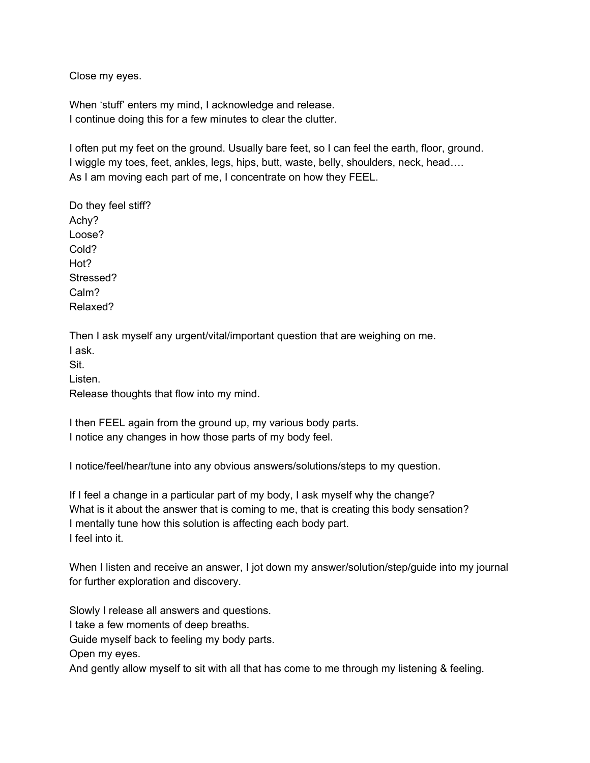Close my eyes.

When ‘stuff’ enters my mind, I acknowledge and release.
I continue doing this for a few minutes to clear the clutter.

I often put my feet on the ground. Usually bare feet, so I can feel the earth, floor, ground.
I wiggle my toes, feet, ankles, legs, hips, butt, waste, belly, shoulders, neck, head….
As I am moving each part of me, I concentrate on how they FEEL.

Do they feel stiff?
Achy?
Loose?
Cold?
Hot?
Stressed?
Calm?
Relaxed?

Then I ask myself any urgent/vital/important question that are weighing on me.
I ask.
Sit.
Listen.
Release thoughts that flow into my mind.

I then FEEL again from the ground up, my various body parts.
I notice any changes in how those parts of my body feel.

I notice/feel/hear/tune into any obvious answers/solutions/steps to my question.

If I feel a change in a particular part of my body, I ask myself why the change?
What is it about the answer that is coming to me, that is creating this body sensation?
I mentally tune how this solution is affecting each body part.
I feel into it.

When I listen and receive an answer, I jot down my answer/solution/step/guide into my journal for further exploration and discovery.

Slowly I release all answers and questions.
I take a few moments of deep breaths.
Guide myself back to feeling my body parts.
Open my eyes.
And gently allow myself to sit with all that has come to me through my listening & feeling.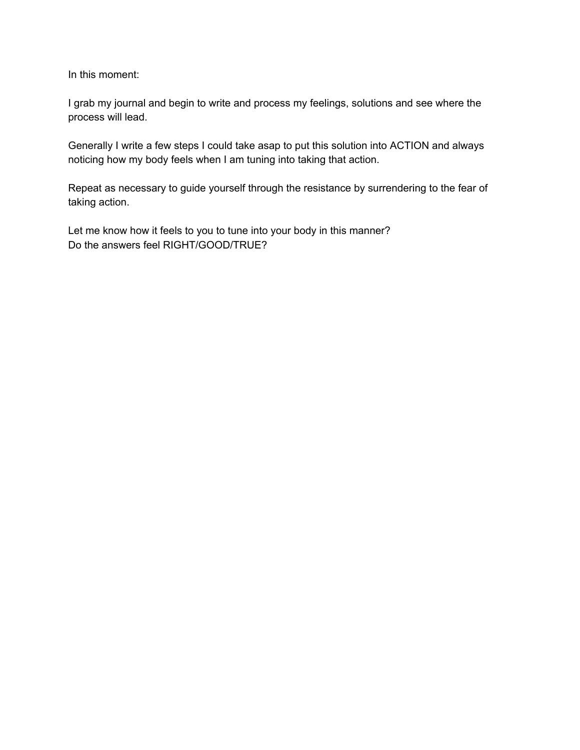In this moment:

I grab my journal and begin to write and process my feelings, solutions and see where the process will lead.

Generally I write a few steps I could take asap to put this solution into ACTION and always noticing how my body feels when I am tuning into taking that action.

Repeat as necessary to guide yourself through the resistance by surrendering to the fear of taking action.

Let me know how it feels to you to tune into your body in this manner?
Do the answers feel RIGHT/GOOD/TRUE?